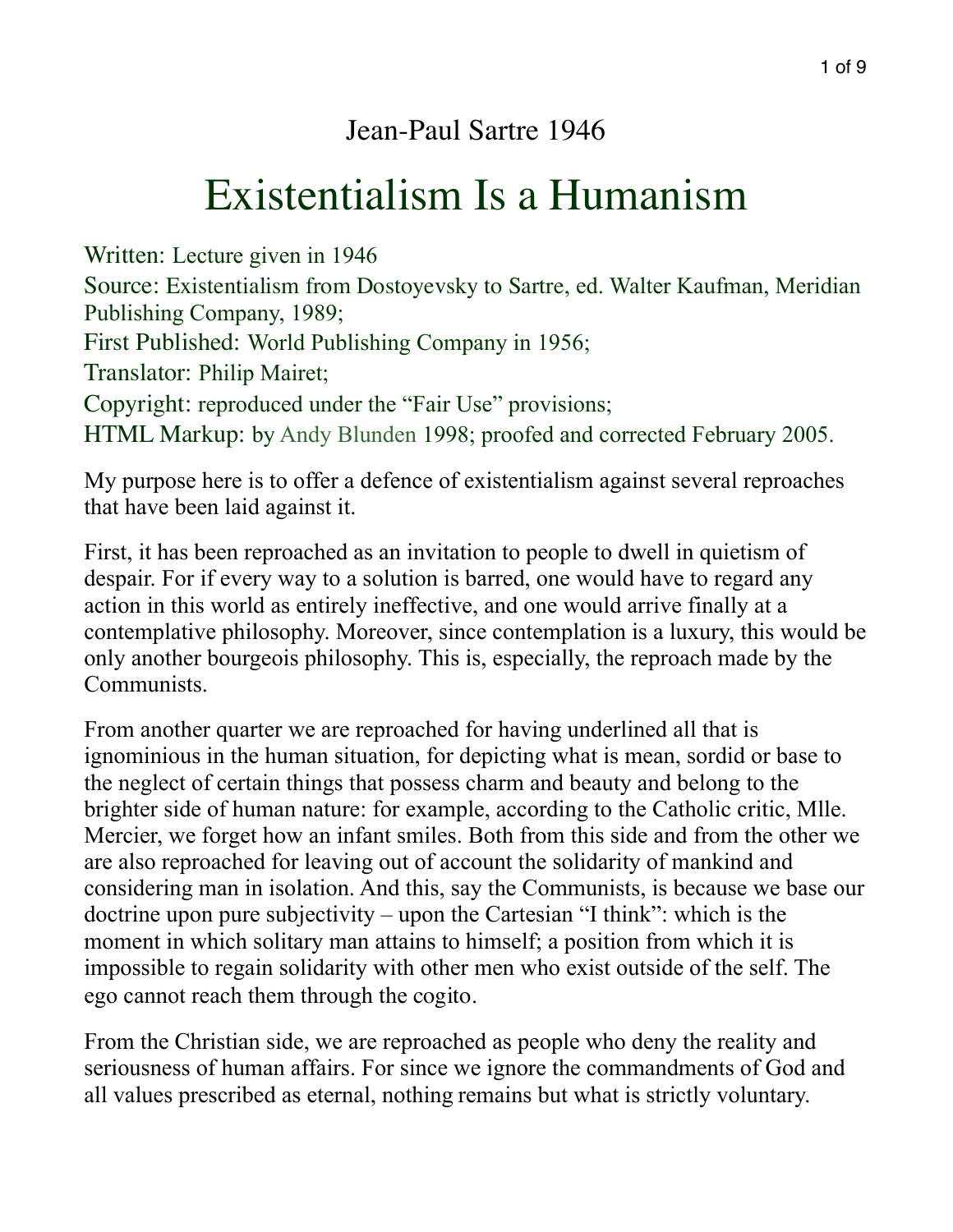Jean-Paul Sartre 1946

# Existentialism Is a Humanism

Written: Lecture given in 1946
Source: Existentialism from Dostoyevsky to Sartre, ed. Walter Kaufman, Meridian Publishing Company, 1989;
First Published: World Publishing Company in 1956;
Translator: Philip Mairet;
Copyright: reproduced under the "Fair Use" provisions;
HTML Markup: by Andy Blunden 1998; proofed and corrected February 2005.

My purpose here is to offer a defence of existentialism against several reproaches that have been laid against it.

First, it has been reproached as an invitation to people to dwell in quietism of despair. For if every way to a solution is barred, one would have to regard any action in this world as entirely ineffective, and one would arrive finally at a contemplative philosophy. Moreover, since contemplation is a luxury, this would be only another bourgeois philosophy. This is, especially, the reproach made by the Communists.

From another quarter we are reproached for having underlined all that is ignominious in the human situation, for depicting what is mean, sordid or base to the neglect of certain things that possess charm and beauty and belong to the brighter side of human nature: for example, according to the Catholic critic, Mlle. Mercier, we forget how an infant smiles. Both from this side and from the other we are also reproached for leaving out of account the solidarity of mankind and considering man in isolation. And this, say the Communists, is because we base our doctrine upon pure subjectivity – upon the Cartesian "I think": which is the moment in which solitary man attains to himself; a position from which it is impossible to regain solidarity with other men who exist outside of the self. The ego cannot reach them through the cogito.

From the Christian side, we are reproached as people who deny the reality and seriousness of human affairs. For since we ignore the commandments of God and all values prescribed as eternal, nothing remains but what is strictly voluntary.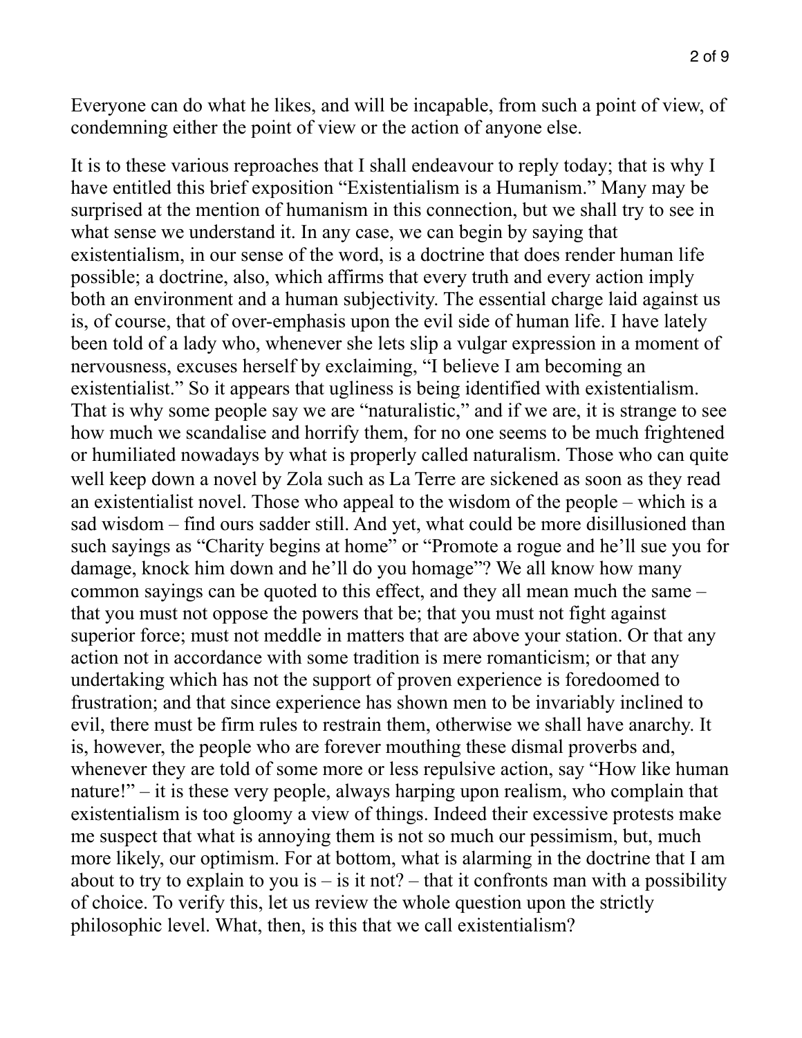Everyone can do what he likes, and will be incapable, from such a point of view, of condemning either the point of view or the action of anyone else.

It is to these various reproaches that I shall endeavour to reply today; that is why I have entitled this brief exposition "Existentialism is a Humanism." Many may be surprised at the mention of humanism in this connection, but we shall try to see in what sense we understand it. In any case, we can begin by saying that existentialism, in our sense of the word, is a doctrine that does render human life possible; a doctrine, also, which affirms that every truth and every action imply both an environment and a human subjectivity. The essential charge laid against us is, of course, that of over-emphasis upon the evil side of human life. I have lately been told of a lady who, whenever she lets slip a vulgar expression in a moment of nervousness, excuses herself by exclaiming, "I believe I am becoming an existentialist." So it appears that ugliness is being identified with existentialism. That is why some people say we are "naturalistic," and if we are, it is strange to see how much we scandalise and horrify them, for no one seems to be much frightened or humiliated nowadays by what is properly called naturalism. Those who can quite well keep down a novel by Zola such as La Terre are sickened as soon as they read an existentialist novel. Those who appeal to the wisdom of the people – which is a sad wisdom – find ours sadder still. And yet, what could be more disillusioned than such sayings as "Charity begins at home" or "Promote a rogue and he'll sue you for damage, knock him down and he'll do you homage"? We all know how many common sayings can be quoted to this effect, and they all mean much the same – that you must not oppose the powers that be; that you must not fight against superior force; must not meddle in matters that are above your station. Or that any action not in accordance with some tradition is mere romanticism; or that any undertaking which has not the support of proven experience is foredoomed to frustration; and that since experience has shown men to be invariably inclined to evil, there must be firm rules to restrain them, otherwise we shall have anarchy. It is, however, the people who are forever mouthing these dismal proverbs and, whenever they are told of some more or less repulsive action, say "How like human nature!" – it is these very people, always harping upon realism, who complain that existentialism is too gloomy a view of things. Indeed their excessive protests make me suspect that what is annoying them is not so much our pessimism, but, much more likely, our optimism. For at bottom, what is alarming in the doctrine that I am about to try to explain to you is – is it not? – that it confronts man with a possibility of choice. To verify this, let us review the whole question upon the strictly philosophic level. What, then, is this that we call existentialism?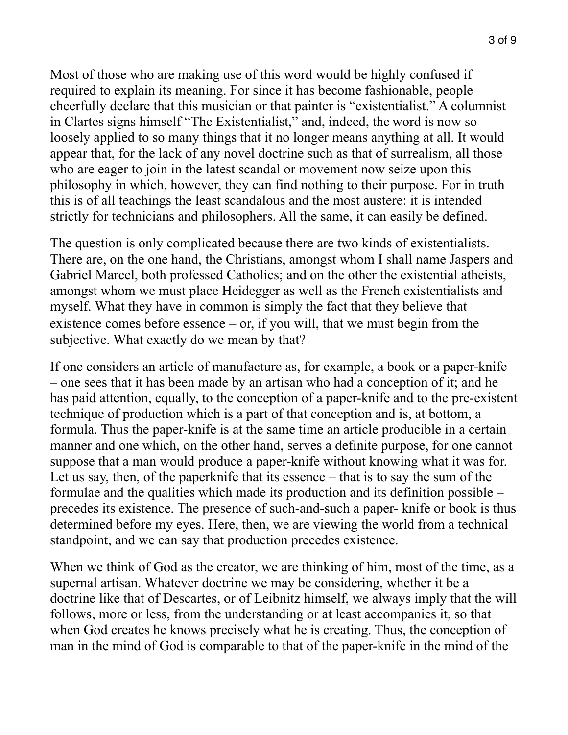Most of those who are making use of this word would be highly confused if required to explain its meaning. For since it has become fashionable, people cheerfully declare that this musician or that painter is "existentialist." A columnist in Clartes signs himself "The Existentialist," and, indeed, the word is now so loosely applied to so many things that it no longer means anything at all. It would appear that, for the lack of any novel doctrine such as that of surrealism, all those who are eager to join in the latest scandal or movement now seize upon this philosophy in which, however, they can find nothing to their purpose. For in truth this is of all teachings the least scandalous and the most austere: it is intended strictly for technicians and philosophers. All the same, it can easily be defined.

The question is only complicated because there are two kinds of existentialists. There are, on the one hand, the Christians, amongst whom I shall name Jaspers and Gabriel Marcel, both professed Catholics; and on the other the existential atheists, amongst whom we must place Heidegger as well as the French existentialists and myself. What they have in common is simply the fact that they believe that existence comes before essence – or, if you will, that we must begin from the subjective. What exactly do we mean by that?

If one considers an article of manufacture as, for example, a book or a paper-knife – one sees that it has been made by an artisan who had a conception of it; and he has paid attention, equally, to the conception of a paper-knife and to the pre-existent technique of production which is a part of that conception and is, at bottom, a formula. Thus the paper-knife is at the same time an article producible in a certain manner and one which, on the other hand, serves a definite purpose, for one cannot suppose that a man would produce a paper-knife without knowing what it was for. Let us say, then, of the paperknife that its essence – that is to say the sum of the formulae and the qualities which made its production and its definition possible – precedes its existence. The presence of such-and-such a paper- knife or book is thus determined before my eyes. Here, then, we are viewing the world from a technical standpoint, and we can say that production precedes existence.

When we think of God as the creator, we are thinking of him, most of the time, as a supernal artisan. Whatever doctrine we may be considering, whether it be a doctrine like that of Descartes, or of Leibnitz himself, we always imply that the will follows, more or less, from the understanding or at least accompanies it, so that when God creates he knows precisely what he is creating. Thus, the conception of man in the mind of God is comparable to that of the paper-knife in the mind of the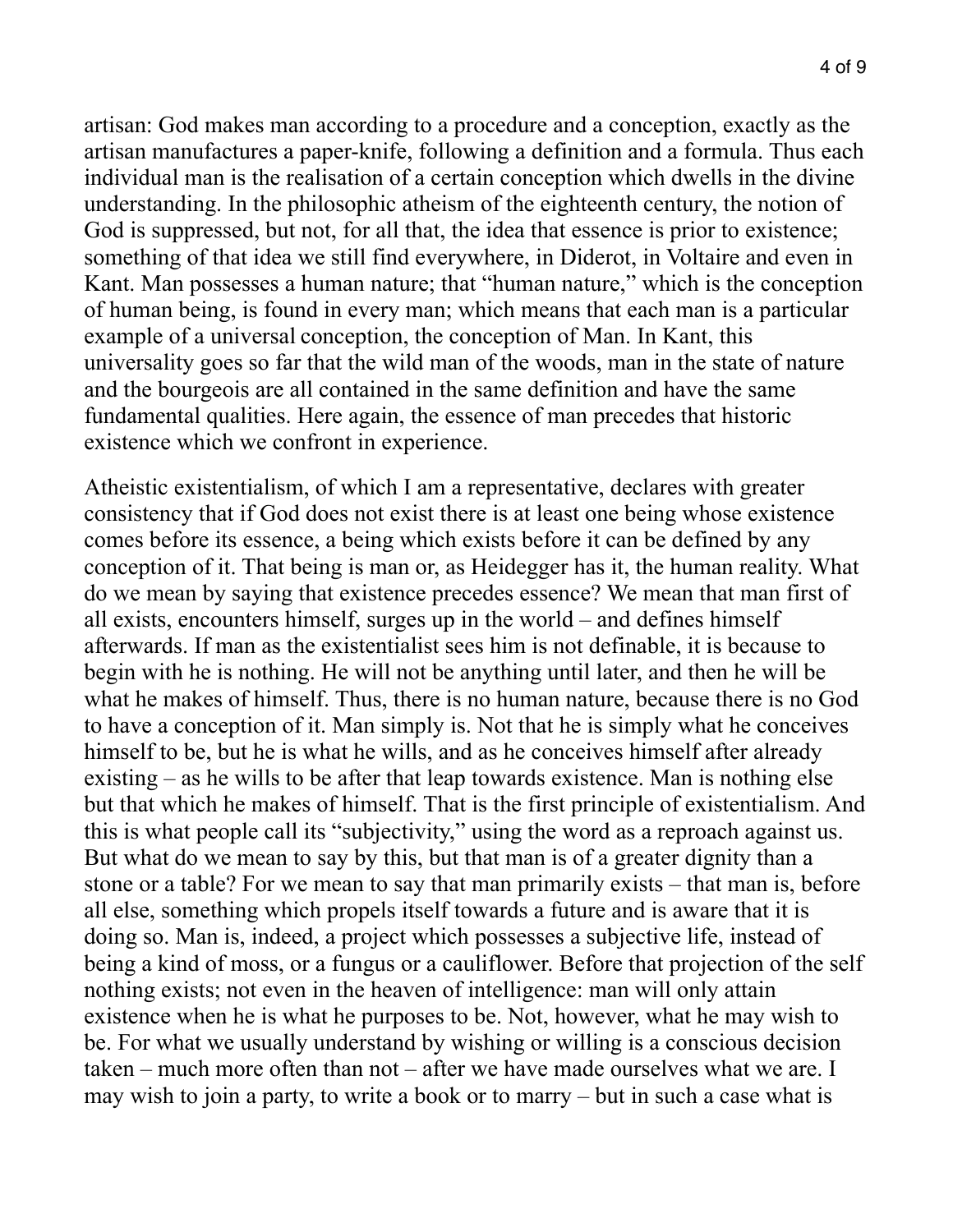artisan: God makes man according to a procedure and a conception, exactly as the artisan manufactures a paper-knife, following a definition and a formula. Thus each individual man is the realisation of a certain conception which dwells in the divine understanding. In the philosophic atheism of the eighteenth century, the notion of God is suppressed, but not, for all that, the idea that essence is prior to existence; something of that idea we still find everywhere, in Diderot, in Voltaire and even in Kant. Man possesses a human nature; that "human nature," which is the conception of human being, is found in every man; which means that each man is a particular example of a universal conception, the conception of Man. In Kant, this universality goes so far that the wild man of the woods, man in the state of nature and the bourgeois are all contained in the same definition and have the same fundamental qualities. Here again, the essence of man precedes that historic existence which we confront in experience.

Atheistic existentialism, of which I am a representative, declares with greater consistency that if God does not exist there is at least one being whose existence comes before its essence, a being which exists before it can be defined by any conception of it. That being is man or, as Heidegger has it, the human reality. What do we mean by saying that existence precedes essence? We mean that man first of all exists, encounters himself, surges up in the world – and defines himself afterwards. If man as the existentialist sees him is not definable, it is because to begin with he is nothing. He will not be anything until later, and then he will be what he makes of himself. Thus, there is no human nature, because there is no God to have a conception of it. Man simply is. Not that he is simply what he conceives himself to be, but he is what he wills, and as he conceives himself after already existing – as he wills to be after that leap towards existence. Man is nothing else but that which he makes of himself. That is the first principle of existentialism. And this is what people call its "subjectivity," using the word as a reproach against us. But what do we mean to say by this, but that man is of a greater dignity than a stone or a table? For we mean to say that man primarily exists – that man is, before all else, something which propels itself towards a future and is aware that it is doing so. Man is, indeed, a project which possesses a subjective life, instead of being a kind of moss, or a fungus or a cauliflower. Before that projection of the self nothing exists; not even in the heaven of intelligence: man will only attain existence when he is what he purposes to be. Not, however, what he may wish to be. For what we usually understand by wishing or willing is a conscious decision taken – much more often than not – after we have made ourselves what we are. I may wish to join a party, to write a book or to marry – but in such a case what is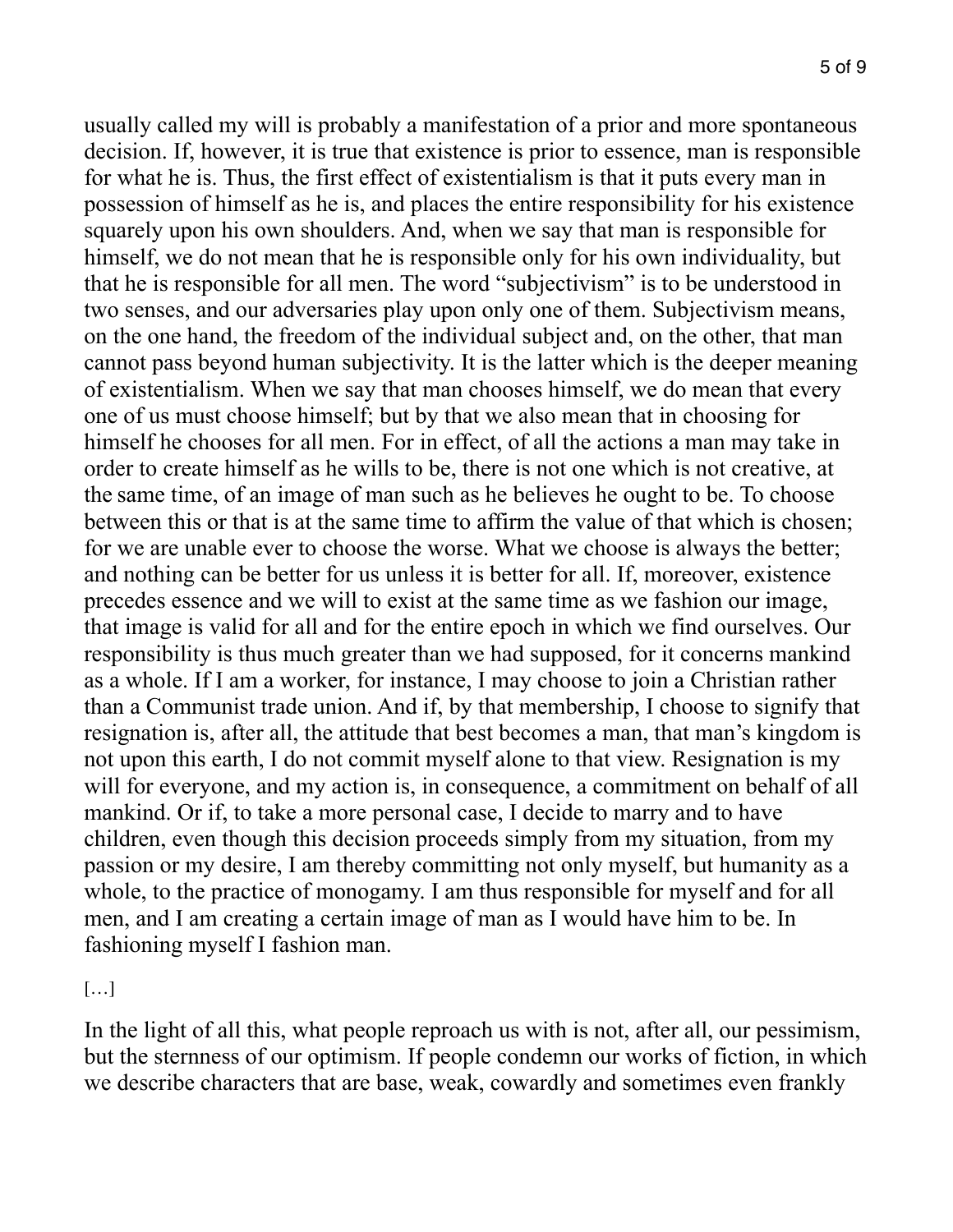usually called my will is probably a manifestation of a prior and more spontaneous decision. If, however, it is true that existence is prior to essence, man is responsible for what he is. Thus, the first effect of existentialism is that it puts every man in possession of himself as he is, and places the entire responsibility for his existence squarely upon his own shoulders. And, when we say that man is responsible for himself, we do not mean that he is responsible only for his own individuality, but that he is responsible for all men. The word "subjectivism" is to be understood in two senses, and our adversaries play upon only one of them. Subjectivism means, on the one hand, the freedom of the individual subject and, on the other, that man cannot pass beyond human subjectivity. It is the latter which is the deeper meaning of existentialism. When we say that man chooses himself, we do mean that every one of us must choose himself; but by that we also mean that in choosing for himself he chooses for all men. For in effect, of all the actions a man may take in order to create himself as he wills to be, there is not one which is not creative, at the same time, of an image of man such as he believes he ought to be. To choose between this or that is at the same time to affirm the value of that which is chosen; for we are unable ever to choose the worse. What we choose is always the better; and nothing can be better for us unless it is better for all. If, moreover, existence precedes essence and we will to exist at the same time as we fashion our image, that image is valid for all and for the entire epoch in which we find ourselves. Our responsibility is thus much greater than we had supposed, for it concerns mankind as a whole. If I am a worker, for instance, I may choose to join a Christian rather than a Communist trade union. And if, by that membership, I choose to signify that resignation is, after all, the attitude that best becomes a man, that man's kingdom is not upon this earth, I do not commit myself alone to that view. Resignation is my will for everyone, and my action is, in consequence, a commitment on behalf of all mankind. Or if, to take a more personal case, I decide to marry and to have children, even though this decision proceeds simply from my situation, from my passion or my desire, I am thereby committing not only myself, but humanity as a whole, to the practice of monogamy. I am thus responsible for myself and for all men, and I am creating a certain image of man as I would have him to be. In fashioning myself I fashion man.

[…]

In the light of all this, what people reproach us with is not, after all, our pessimism, but the sternness of our optimism. If people condemn our works of fiction, in which we describe characters that are base, weak, cowardly and sometimes even frankly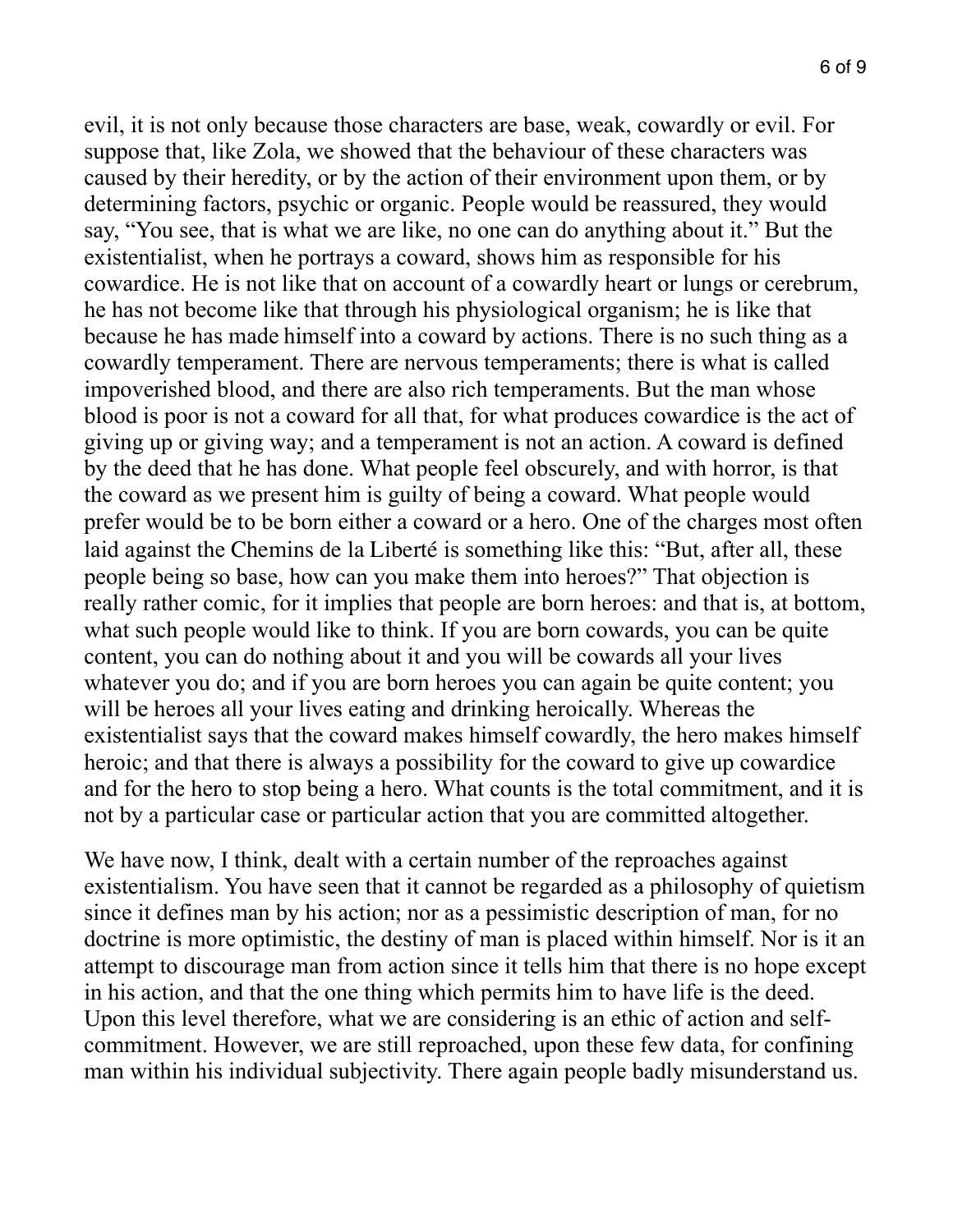evil, it is not only because those characters are base, weak, cowardly or evil. For suppose that, like Zola, we showed that the behaviour of these characters was caused by their heredity, or by the action of their environment upon them, or by determining factors, psychic or organic. People would be reassured, they would say, “You see, that is what we are like, no one can do anything about it.” But the existentialist, when he portrays a coward, shows him as responsible for his cowardice. He is not like that on account of a cowardly heart or lungs or cerebrum, he has not become like that through his physiological organism; he is like that because he has made himself into a coward by actions. There is no such thing as a cowardly temperament. There are nervous temperaments; there is what is called impoverished blood, and there are also rich temperaments. But the man whose blood is poor is not a coward for all that, for what produces cowardice is the act of giving up or giving way; and a temperament is not an action. A coward is defined by the deed that he has done. What people feel obscurely, and with horror, is that the coward as we present him is guilty of being a coward. What people would prefer would be to be born either a coward or a hero. One of the charges most often laid against the Chemins de la Liberté is something like this: “But, after all, these people being so base, how can you make them into heroes?” That objection is really rather comic, for it implies that people are born heroes: and that is, at bottom, what such people would like to think. If you are born cowards, you can be quite content, you can do nothing about it and you will be cowards all your lives whatever you do; and if you are born heroes you can again be quite content; you will be heroes all your lives eating and drinking heroically. Whereas the existentialist says that the coward makes himself cowardly, the hero makes himself heroic; and that there is always a possibility for the coward to give up cowardice and for the hero to stop being a hero. What counts is the total commitment, and it is not by a particular case or particular action that you are committed altogether.

We have now, I think, dealt with a certain number of the reproaches against existentialism. You have seen that it cannot be regarded as a philosophy of quietism since it defines man by his action; nor as a pessimistic description of man, for no doctrine is more optimistic, the destiny of man is placed within himself. Nor is it an attempt to discourage man from action since it tells him that there is no hope except in his action, and that the one thing which permits him to have life is the deed. Upon this level therefore, what we are considering is an ethic of action and self-commitment. However, we are still reproached, upon these few data, for confining man within his individual subjectivity. There again people badly misunderstand us.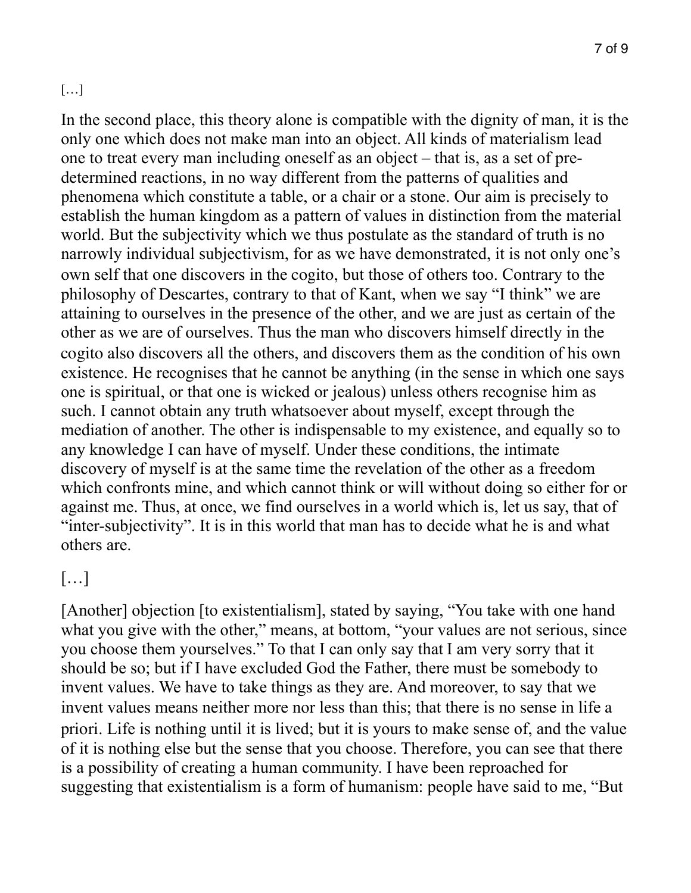[…]

In the second place, this theory alone is compatible with the dignity of man, it is the only one which does not make man into an object. All kinds of materialism lead one to treat every man including oneself as an object – that is, as a set of pre-determined reactions, in no way different from the patterns of qualities and phenomena which constitute a table, or a chair or a stone. Our aim is precisely to establish the human kingdom as a pattern of values in distinction from the material world. But the subjectivity which we thus postulate as the standard of truth is no narrowly individual subjectivism, for as we have demonstrated, it is not only one's own self that one discovers in the cogito, but those of others too. Contrary to the philosophy of Descartes, contrary to that of Kant, when we say "I think" we are attaining to ourselves in the presence of the other, and we are just as certain of the other as we are of ourselves. Thus the man who discovers himself directly in the cogito also discovers all the others, and discovers them as the condition of his own existence. He recognises that he cannot be anything (in the sense in which one says one is spiritual, or that one is wicked or jealous) unless others recognise him as such. I cannot obtain any truth whatsoever about myself, except through the mediation of another. The other is indispensable to my existence, and equally so to any knowledge I can have of myself. Under these conditions, the intimate discovery of myself is at the same time the revelation of the other as a freedom which confronts mine, and which cannot think or will without doing so either for or against me. Thus, at once, we find ourselves in a world which is, let us say, that of "inter-subjectivity". It is in this world that man has to decide what he is and what others are.

[…]

[Another] objection [to existentialism], stated by saying, "You take with one hand what you give with the other," means, at bottom, "your values are not serious, since you choose them yourselves." To that I can only say that I am very sorry that it should be so; but if I have excluded God the Father, there must be somebody to invent values. We have to take things as they are. And moreover, to say that we invent values means neither more nor less than this; that there is no sense in life a priori. Life is nothing until it is lived; but it is yours to make sense of, and the value of it is nothing else but the sense that you choose. Therefore, you can see that there is a possibility of creating a human community. I have been reproached for suggesting that existentialism is a form of humanism: people have said to me, "But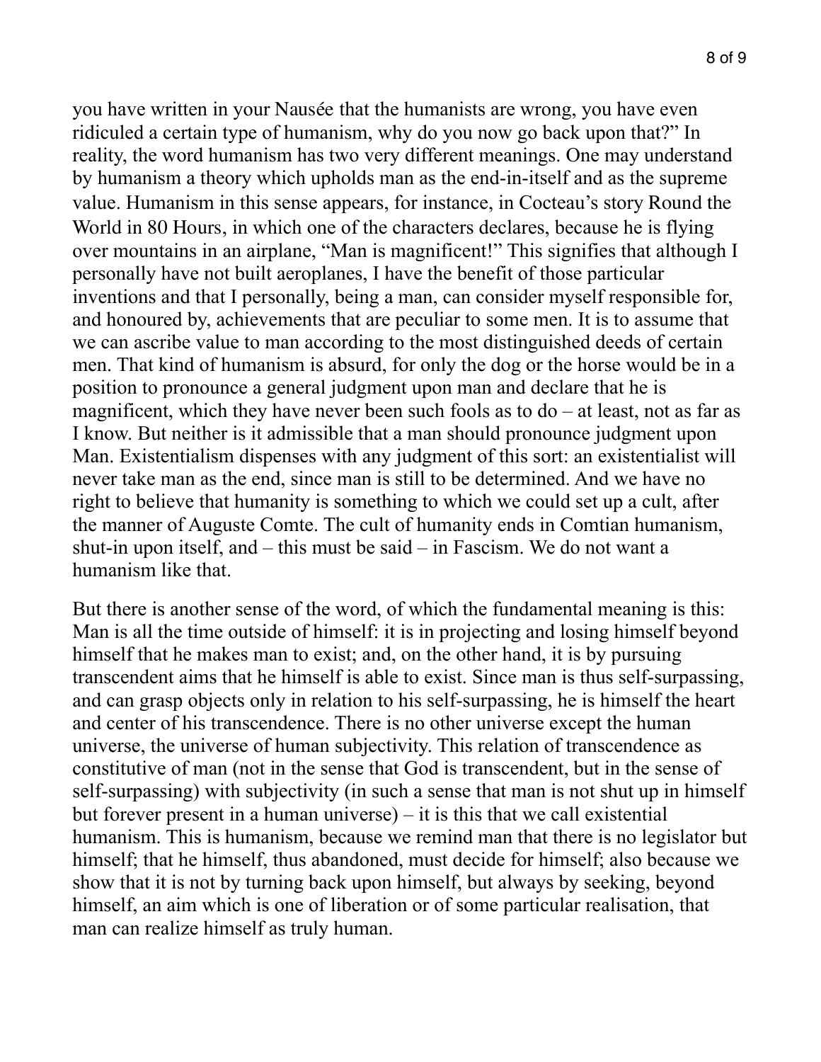you have written in your Nausée that the humanists are wrong, you have even ridiculed a certain type of humanism, why do you now go back upon that?" In reality, the word humanism has two very different meanings. One may understand by humanism a theory which upholds man as the end-in-itself and as the supreme value. Humanism in this sense appears, for instance, in Cocteau's story Round the World in 80 Hours, in which one of the characters declares, because he is flying over mountains in an airplane, "Man is magnificent!" This signifies that although I personally have not built aeroplanes, I have the benefit of those particular inventions and that I personally, being a man, can consider myself responsible for, and honoured by, achievements that are peculiar to some men. It is to assume that we can ascribe value to man according to the most distinguished deeds of certain men. That kind of humanism is absurd, for only the dog or the horse would be in a position to pronounce a general judgment upon man and declare that he is magnificent, which they have never been such fools as to do – at least, not as far as I know. But neither is it admissible that a man should pronounce judgment upon Man. Existentialism dispenses with any judgment of this sort: an existentialist will never take man as the end, since man is still to be determined. And we have no right to believe that humanity is something to which we could set up a cult, after the manner of Auguste Comte. The cult of humanity ends in Comtian humanism, shut-in upon itself, and – this must be said – in Fascism. We do not want a humanism like that.

But there is another sense of the word, of which the fundamental meaning is this: Man is all the time outside of himself: it is in projecting and losing himself beyond himself that he makes man to exist; and, on the other hand, it is by pursuing transcendent aims that he himself is able to exist. Since man is thus self-surpassing, and can grasp objects only in relation to his self-surpassing, he is himself the heart and center of his transcendence. There is no other universe except the human universe, the universe of human subjectivity. This relation of transcendence as constitutive of man (not in the sense that God is transcendent, but in the sense of self-surpassing) with subjectivity (in such a sense that man is not shut up in himself but forever present in a human universe) – it is this that we call existential humanism. This is humanism, because we remind man that there is no legislator but himself; that he himself, thus abandoned, must decide for himself; also because we show that it is not by turning back upon himself, but always by seeking, beyond himself, an aim which is one of liberation or of some particular realisation, that man can realize himself as truly human.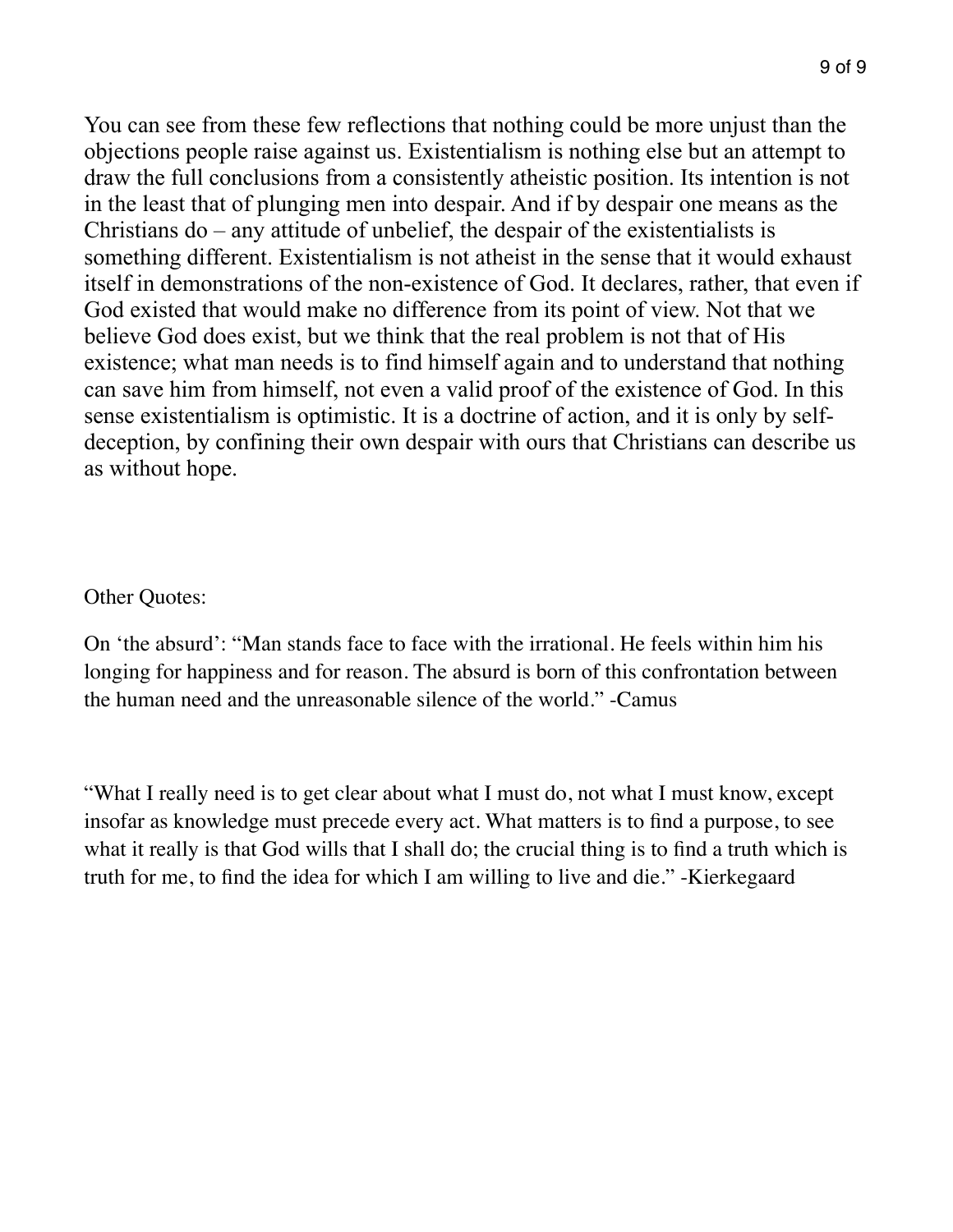You can see from these few reflections that nothing could be more unjust than the objections people raise against us. Existentialism is nothing else but an attempt to draw the full conclusions from a consistently atheistic position. Its intention is not in the least that of plunging men into despair. And if by despair one means as the Christians do – any attitude of unbelief, the despair of the existentialists is something different. Existentialism is not atheist in the sense that it would exhaust itself in demonstrations of the non-existence of God. It declares, rather, that even if God existed that would make no difference from its point of view. Not that we believe God does exist, but we think that the real problem is not that of His existence; what man needs is to find himself again and to understand that nothing can save him from himself, not even a valid proof of the existence of God. In this sense existentialism is optimistic. It is a doctrine of action, and it is only by self-deception, by confining their own despair with ours that Christians can describe us as without hope.

Other Quotes:

On 'the absurd': "Man stands face to face with the irrational. He feels within him his longing for happiness and for reason. The absurd is born of this confrontation between the human need and the unreasonable silence of the world." -Camus

"What I really need is to get clear about what I must do, not what I must know, except insofar as knowledge must precede every act. What matters is to find a purpose, to see what it really is that God wills that I shall do; the crucial thing is to find a truth which is truth for me, to find the idea for which I am willing to live and die." -Kierkegaard